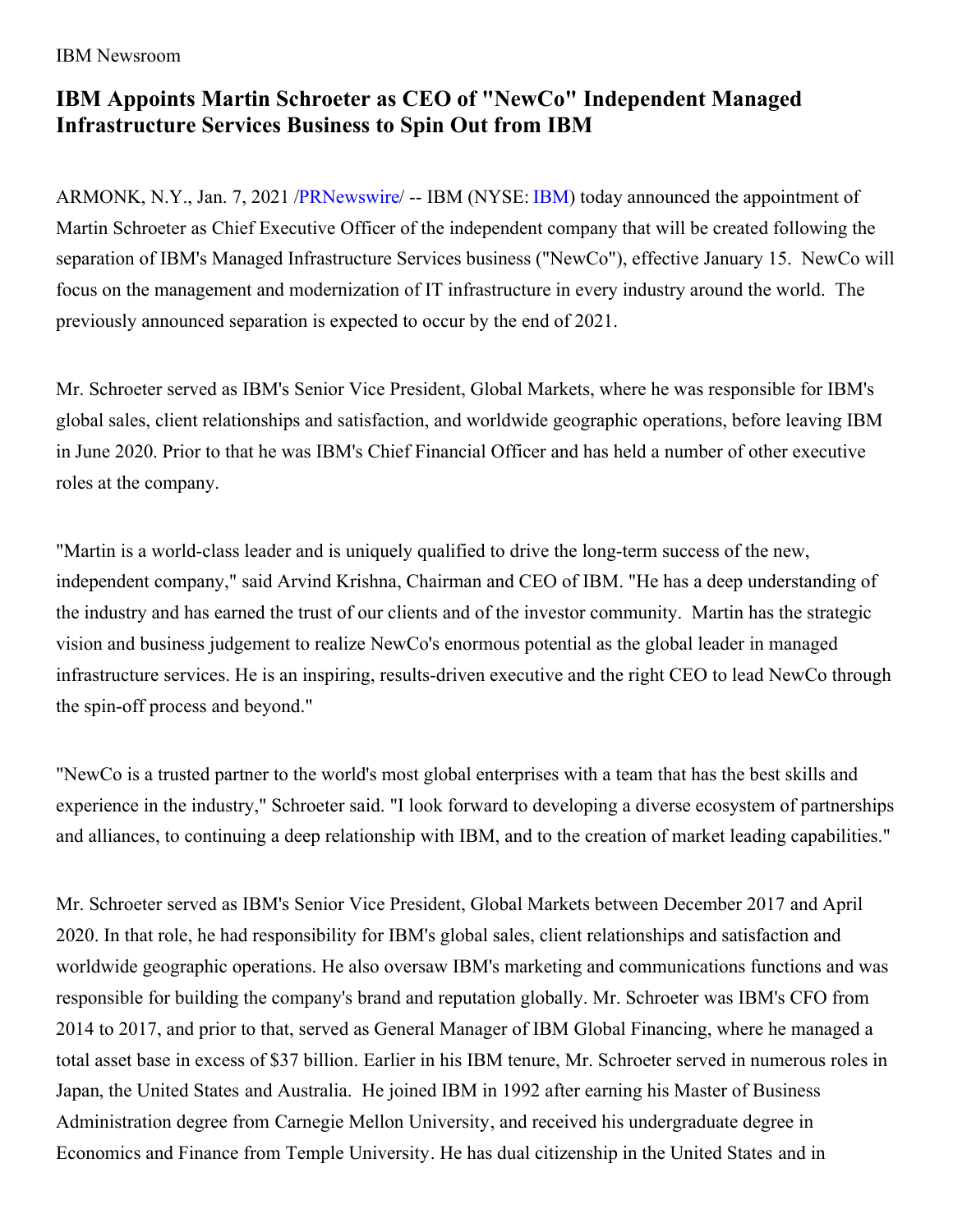IBM Newsroom

# IBM Appoints Martin Schroeter as CEO of "NewCo" Independent Managed Infrastructure Services Business to Spin Out from IBM

ARMONK, N.Y., Jan. 7, 2021 /PRNewswire/ -- IBM (NYSE: IBM) today announced the appointment of Martin Schroeter as Chief Executive Officer of the independent company that will be created following the separation of IBM's Managed Infrastructure Services business ("NewCo"), effective January 15. NewCo will focus on the management and modernization of IT infrastructure in every industry around the world. The previously announced separation is expected to occur by the end of 2021.

Mr. Schroeter served as IBM's Senior Vice President, Global Markets, where he was responsible for IBM's global sales, client relationships and satisfaction, and worldwide geographic operations, before leaving IBM in June 2020. Prior to that he was IBM's Chief Financial Officer and has held a number of other executive roles at the company.

"Martin is a world-class leader and is uniquely qualified to drive the long-term success of the new, independent company," said Arvind Krishna, Chairman and CEO of IBM. "He has a deep understanding of the industry and has earned the trust of our clients and of the investor community. Martin has the strategic vision and business judgement to realize NewCo's enormous potential as the global leader in managed infrastructure services. He is an inspiring, results-driven executive and the right CEO to lead NewCo through the spin-off process and beyond."

"NewCo is a trusted partner to the world's most global enterprises with a team that has the best skills and experience in the industry," Schroeter said. "I look forward to developing a diverse ecosystem of partnerships and alliances, to continuing a deep relationship with IBM, and to the creation of market leading capabilities."

Mr. Schroeter served as IBM's Senior Vice President, Global Markets between December 2017 and April 2020. In that role, he had responsibility for IBM's global sales, client relationships and satisfaction and worldwide geographic operations. He also oversaw IBM's marketing and communications functions and was responsible for building the company's brand and reputation globally. Mr. Schroeter was IBM's CFO from 2014 to 2017, and prior to that, served as General Manager of IBM Global Financing, where he managed a total asset base in excess of $37 billion. Earlier in his IBM tenure, Mr. Schroeter served in numerous roles in Japan, the United States and Australia. He joined IBM in 1992 after earning his Master of Business Administration degree from Carnegie Mellon University, and received his undergraduate degree in Economics and Finance from Temple University. He has dual citizenship in the United States and in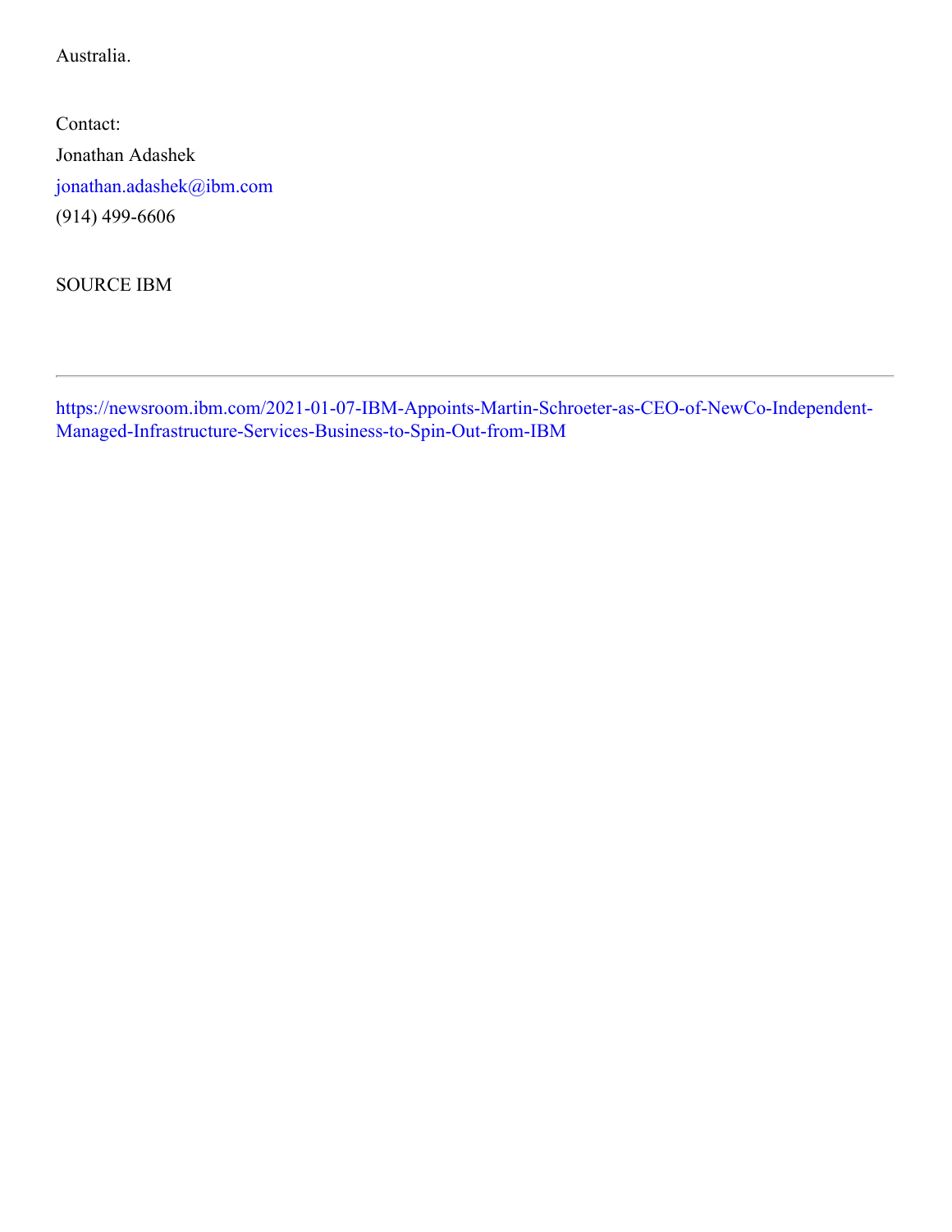Australia.

Contact:
Jonathan Adashek
jonathan.adashek@ibm.com
(914) 499-6606

SOURCE IBM

---

https://newsroom.ibm.com/2021-01-07-IBM-Appoints-Martin-Schroeter-as-CEO-of-NewCo-Independent-Managed-Infrastructure-Services-Business-to-Spin-Out-from-IBM